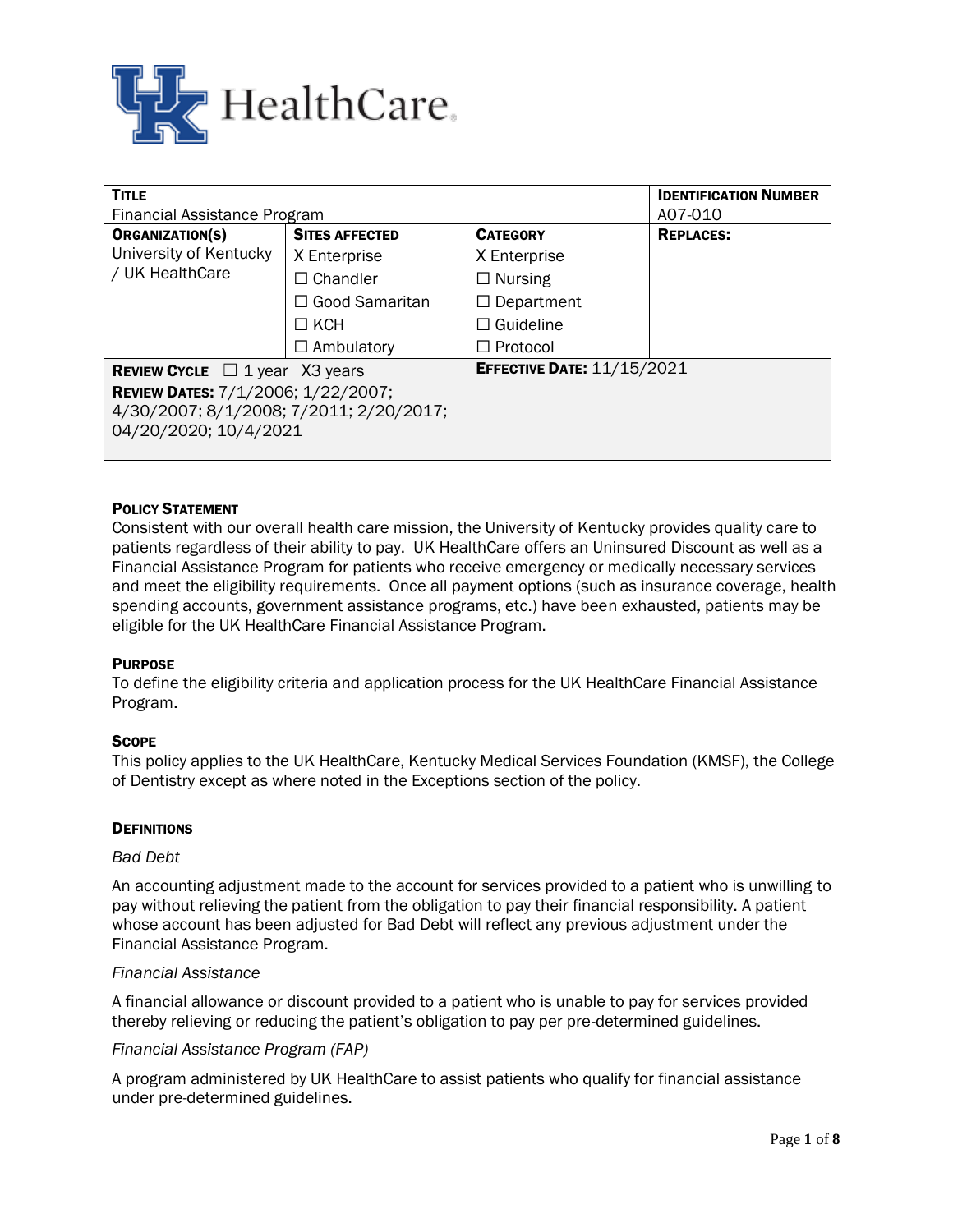| **TITLE**<br>Financial Assistance Program | | | **IDENTIFICATION NUMBER**<br>A07-010 |
|---|---|---|---|
| **ORGANIZATION(S)**<br>University of Kentucky / UK HealthCare | **SITES AFFECTED**<br>X Enterprise<br>☐ Chandler<br>☐ Good Samaritan<br>☐ KCH<br>☐ Ambulatory | **CATEGORY**<br>X Enterprise<br>☐ Nursing<br>☐ Department<br>☐ Guideline<br>☐ Protocol | **REPLACES:** |
| **REVIEW CYCLE** ☐ 1 year X3 years<br>**REVIEW DATES:** 7/1/2006; 1/22/2007; 4/30/2007; 8/1/2008; 7/2011; 2/20/2017; 04/20/2020; 10/4/2021 | | **EFFECTIVE DATE:** 11/15/2021 | |

### POLICY STATEMENT

Consistent with our overall health care mission, the University of Kentucky provides quality care to patients regardless of their ability to pay. UK HealthCare offers an Uninsured Discount as well as a Financial Assistance Program for patients who receive emergency or medically necessary services and meet the eligibility requirements. Once all payment options (such as insurance coverage, health spending accounts, government assistance programs, etc.) have been exhausted, patients may be eligible for the UK HealthCare Financial Assistance Program.

### PURPOSE

To define the eligibility criteria and application process for the UK HealthCare Financial Assistance Program.

### SCOPE

This policy applies to the UK HealthCare, Kentucky Medical Services Foundation (KMSF), the College of Dentistry except as where noted in the Exceptions section of the policy.

### DEFINITIONS

*Bad Debt*

An accounting adjustment made to the account for services provided to a patient who is unwilling to pay without relieving the patient from the obligation to pay their financial responsibility. A patient whose account has been adjusted for Bad Debt will reflect any previous adjustment under the Financial Assistance Program.

*Financial Assistance*

A financial allowance or discount provided to a patient who is unable to pay for services provided thereby relieving or reducing the patient's obligation to pay per pre-determined guidelines.

*Financial Assistance Program (FAP)*

A program administered by UK HealthCare to assist patients who qualify for financial assistance under pre-determined guidelines.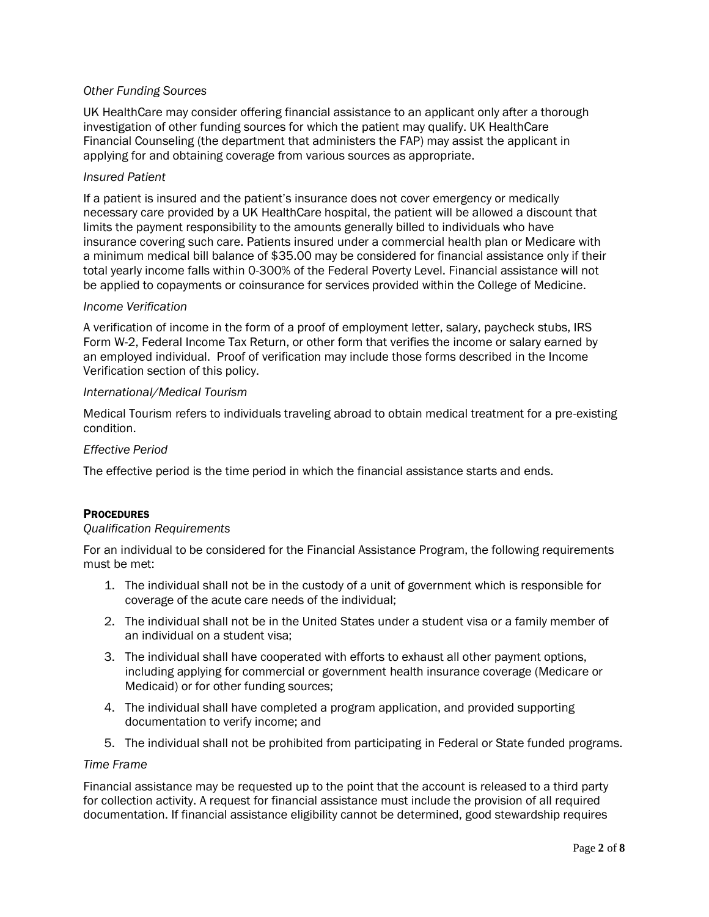*Other Funding Sources*

UK HealthCare may consider offering financial assistance to an applicant only after a thorough investigation of other funding sources for which the patient may qualify. UK HealthCare Financial Counseling (the department that administers the FAP) may assist the applicant in applying for and obtaining coverage from various sources as appropriate.

*Insured Patient*

If a patient is insured and the patient's insurance does not cover emergency or medically necessary care provided by a UK HealthCare hospital, the patient will be allowed a discount that limits the payment responsibility to the amounts generally billed to individuals who have insurance covering such care. Patients insured under a commercial health plan or Medicare with a minimum medical bill balance of $35.00 may be considered for financial assistance only if their total yearly income falls within 0-300% of the Federal Poverty Level. Financial assistance will not be applied to copayments or coinsurance for services provided within the College of Medicine.

*Income Verification*

A verification of income in the form of a proof of employment letter, salary, paycheck stubs, IRS Form W-2, Federal Income Tax Return, or other form that verifies the income or salary earned by an employed individual. Proof of verification may include those forms described in the Income Verification section of this policy.

*International/Medical Tourism*

Medical Tourism refers to individuals traveling abroad to obtain medical treatment for a pre-existing condition.

*Effective Period*

The effective period is the time period in which the financial assistance starts and ends.

## PROCEDURES

*Qualification Requirements*

For an individual to be considered for the Financial Assistance Program, the following requirements must be met:

1. The individual shall not be in the custody of a unit of government which is responsible for coverage of the acute care needs of the individual;
2. The individual shall not be in the United States under a student visa or a family member of an individual on a student visa;
3. The individual shall have cooperated with efforts to exhaust all other payment options, including applying for commercial or government health insurance coverage (Medicare or Medicaid) or for other funding sources;
4. The individual shall have completed a program application, and provided supporting documentation to verify income; and
5. The individual shall not be prohibited from participating in Federal or State funded programs.

*Time Frame*

Financial assistance may be requested up to the point that the account is released to a third party for collection activity. A request for financial assistance must include the provision of all required documentation. If financial assistance eligibility cannot be determined, good stewardship requires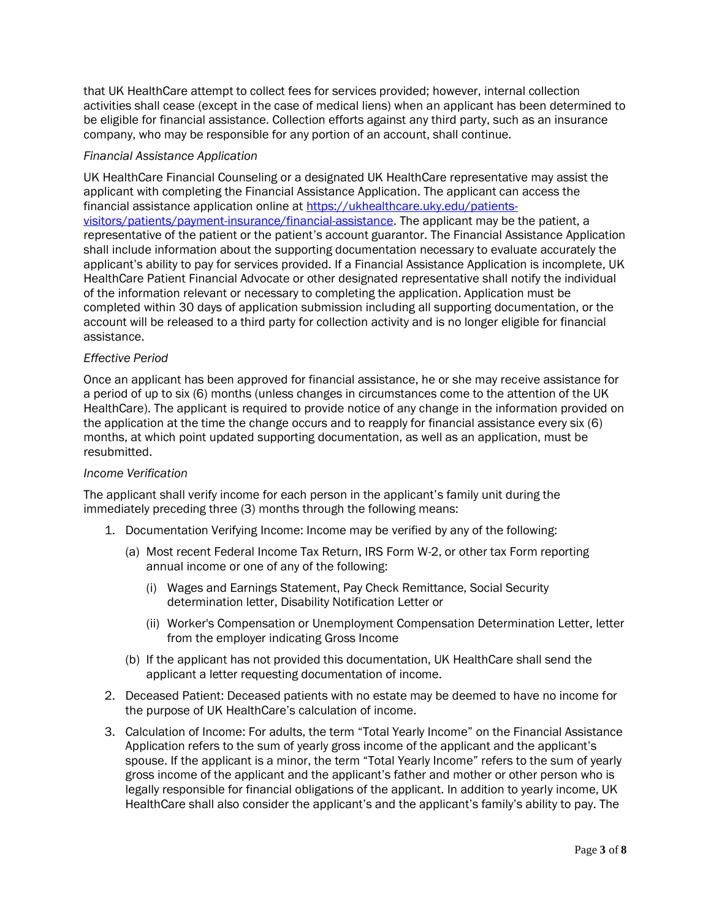that UK HealthCare attempt to collect fees for services provided; however, internal collection activities shall cease (except in the case of medical liens) when an applicant has been determined to be eligible for financial assistance. Collection efforts against any third party, such as an insurance company, who may be responsible for any portion of an account, shall continue.

*Financial Assistance Application*

UK HealthCare Financial Counseling or a designated UK HealthCare representative may assist the applicant with completing the Financial Assistance Application. The applicant can access the financial assistance application online at [https://ukhealthcare.uky.edu/patients-visitors/patients/payment-insurance/financial-assistance](https://ukhealthcare.uky.edu/patients-visitors/patients/payment-insurance/financial-assistance). The applicant may be the patient, a representative of the patient or the patient's account guarantor. The Financial Assistance Application shall include information about the supporting documentation necessary to evaluate accurately the applicant's ability to pay for services provided. If a Financial Assistance Application is incomplete, UK HealthCare Patient Financial Advocate or other designated representative shall notify the individual of the information relevant or necessary to completing the application. Application must be completed within 30 days of application submission including all supporting documentation, or the account will be released to a third party for collection activity and is no longer eligible for financial assistance.

*Effective Period*

Once an applicant has been approved for financial assistance, he or she may receive assistance for a period of up to six (6) months (unless changes in circumstances come to the attention of the UK HealthCare). The applicant is required to provide notice of any change in the information provided on the application at the time the change occurs and to reapply for financial assistance every six (6) months, at which point updated supporting documentation, as well as an application, must be resubmitted.

*Income Verification*

The applicant shall verify income for each person in the applicant's family unit during the immediately preceding three (3) months through the following means:

1. Documentation Verifying Income: Income may be verified by any of the following:
   - (a) Most recent Federal Income Tax Return, IRS Form W-2, or other tax Form reporting annual income or one of any of the following:
     - (i) Wages and Earnings Statement, Pay Check Remittance, Social Security determination letter, Disability Notification Letter or
     - (ii) Worker's Compensation or Unemployment Compensation Determination Letter, letter from the employer indicating Gross Income
   - (b) If the applicant has not provided this documentation, UK HealthCare shall send the applicant a letter requesting documentation of income.
2. Deceased Patient: Deceased patients with no estate may be deemed to have no income for the purpose of UK HealthCare's calculation of income.
3. Calculation of Income: For adults, the term "Total Yearly Income" on the Financial Assistance Application refers to the sum of yearly gross income of the applicant and the applicant's spouse. If the applicant is a minor, the term "Total Yearly Income" refers to the sum of yearly gross income of the applicant and the applicant's father and mother or other person who is legally responsible for financial obligations of the applicant. In addition to yearly income, UK HealthCare shall also consider the applicant's and the applicant's family's ability to pay. The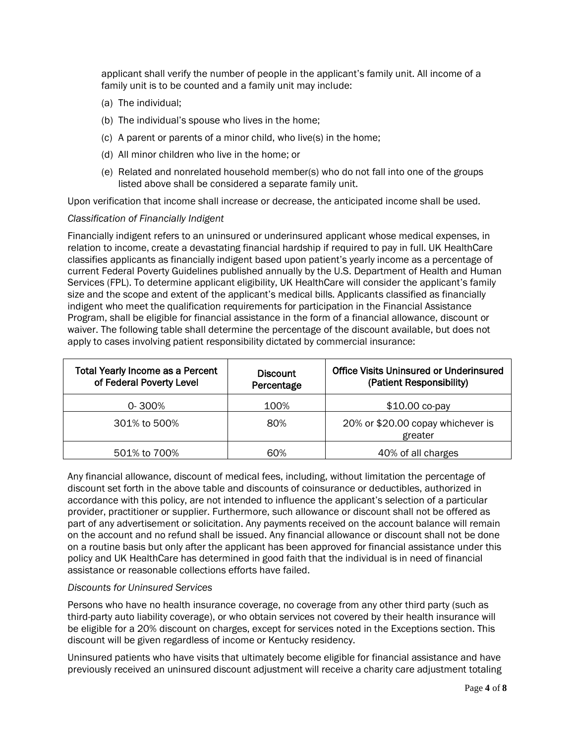applicant shall verify the number of people in the applicant's family unit. All income of a family unit is to be counted and a family unit may include:

(a) The individual;

(b) The individual's spouse who lives in the home;

(c) A parent or parents of a minor child, who live(s) in the home;

(d) All minor children who live in the home; or

(e) Related and nonrelated household member(s) who do not fall into one of the groups listed above shall be considered a separate family unit.

Upon verification that income shall increase or decrease, the anticipated income shall be used.

*Classification of Financially Indigent*

Financially indigent refers to an uninsured or underinsured applicant whose medical expenses, in relation to income, create a devastating financial hardship if required to pay in full. UK HealthCare classifies applicants as financially indigent based upon patient's yearly income as a percentage of current Federal Poverty Guidelines published annually by the U.S. Department of Health and Human Services (FPL). To determine applicant eligibility, UK HealthCare will consider the applicant's family size and the scope and extent of the applicant's medical bills. Applicants classified as financially indigent who meet the qualification requirements for participation in the Financial Assistance Program, shall be eligible for financial assistance in the form of a financial allowance, discount or waiver. The following table shall determine the percentage of the discount available, but does not apply to cases involving patient responsibility dictated by commercial insurance:

| Total Yearly Income as a Percent of Federal Poverty Level | Discount Percentage | Office Visits Uninsured or Underinsured (Patient Responsibility) |
|---|---|---|
| 0- 300% | 100% | $10.00 co-pay |
| 301% to 500% | 80% | 20% or $20.00 copay whichever is greater |
| 501% to 700% | 60% | 40% of all charges |

Any financial allowance, discount of medical fees, including, without limitation the percentage of discount set forth in the above table and discounts of coinsurance or deductibles, authorized in accordance with this policy, are not intended to influence the applicant's selection of a particular provider, practitioner or supplier. Furthermore, such allowance or discount shall not be offered as part of any advertisement or solicitation. Any payments received on the account balance will remain on the account and no refund shall be issued. Any financial allowance or discount shall not be done on a routine basis but only after the applicant has been approved for financial assistance under this policy and UK HealthCare has determined in good faith that the individual is in need of financial assistance or reasonable collections efforts have failed.

*Discounts for Uninsured Services*

Persons who have no health insurance coverage, no coverage from any other third party (such as third-party auto liability coverage), or who obtain services not covered by their health insurance will be eligible for a 20% discount on charges, except for services noted in the Exceptions section. This discount will be given regardless of income or Kentucky residency.

Uninsured patients who have visits that ultimately become eligible for financial assistance and have previously received an uninsured discount adjustment will receive a charity care adjustment totaling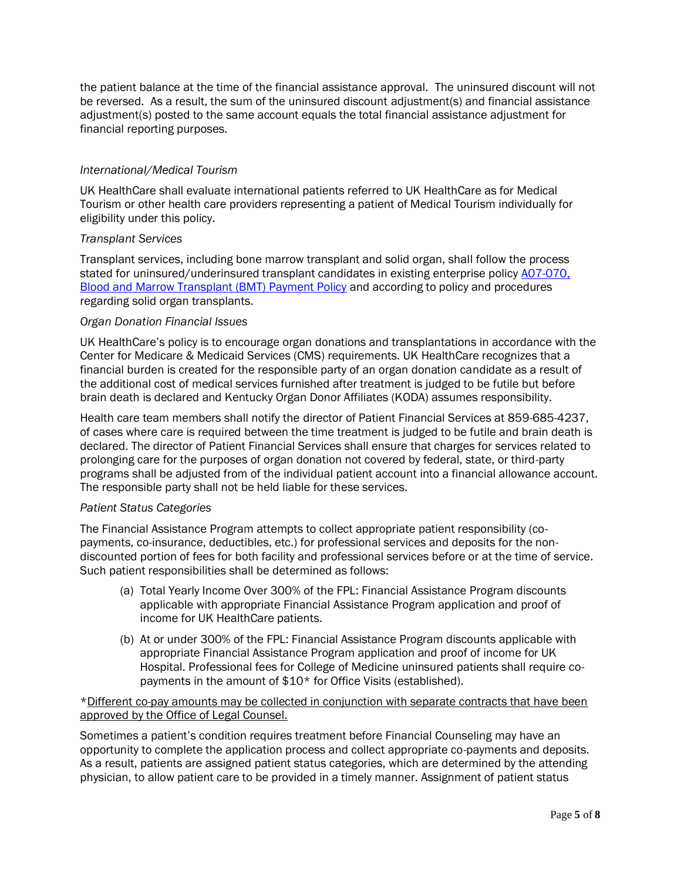the patient balance at the time of the financial assistance approval. The uninsured discount will not be reversed. As a result, the sum of the uninsured discount adjustment(s) and financial assistance adjustment(s) posted to the same account equals the total financial assistance adjustment for financial reporting purposes.

*International/Medical Tourism*

UK HealthCare shall evaluate international patients referred to UK HealthCare as for Medical Tourism or other health care providers representing a patient of Medical Tourism individually for eligibility under this policy.

*Transplant Services*

Transplant services, including bone marrow transplant and solid organ, shall follow the process stated for uninsured/underinsured transplant candidates in existing enterprise policy [A07-070, Blood and Marrow Transplant (BMT) Payment Policy]() and according to policy and procedures regarding solid organ transplants.

*Organ Donation Financial Issues*

UK HealthCare's policy is to encourage organ donations and transplantations in accordance with the Center for Medicare & Medicaid Services (CMS) requirements. UK HealthCare recognizes that a financial burden is created for the responsible party of an organ donation candidate as a result of the additional cost of medical services furnished after treatment is judged to be futile but before brain death is declared and Kentucky Organ Donor Affiliates (KODA) assumes responsibility.

Health care team members shall notify the director of Patient Financial Services at 859-685-4237, of cases where care is required between the time treatment is judged to be futile and brain death is declared. The director of Patient Financial Services shall ensure that charges for services related to prolonging care for the purposes of organ donation not covered by federal, state, or third-party programs shall be adjusted from of the individual patient account into a financial allowance account. The responsible party shall not be held liable for these services.

*Patient Status Categories*

The Financial Assistance Program attempts to collect appropriate patient responsibility (co-payments, co-insurance, deductibles, etc.) for professional services and deposits for the non-discounted portion of fees for both facility and professional services before or at the time of service. Such patient responsibilities shall be determined as follows:

(a) Total Yearly Income Over 300% of the FPL: Financial Assistance Program discounts applicable with appropriate Financial Assistance Program application and proof of income for UK HealthCare patients.

(b) At or under 300% of the FPL: Financial Assistance Program discounts applicable with appropriate Financial Assistance Program application and proof of income for UK Hospital. Professional fees for College of Medicine uninsured patients shall require co-payments in the amount of $10* for Office Visits (established).

*Different co-pay amounts may be collected in conjunction with separate contracts that have been approved by the Office of Legal Counsel.

Sometimes a patient's condition requires treatment before Financial Counseling may have an opportunity to complete the application process and collect appropriate co-payments and deposits. As a result, patients are assigned patient status categories, which are determined by the attending physician, to allow patient care to be provided in a timely manner. Assignment of patient status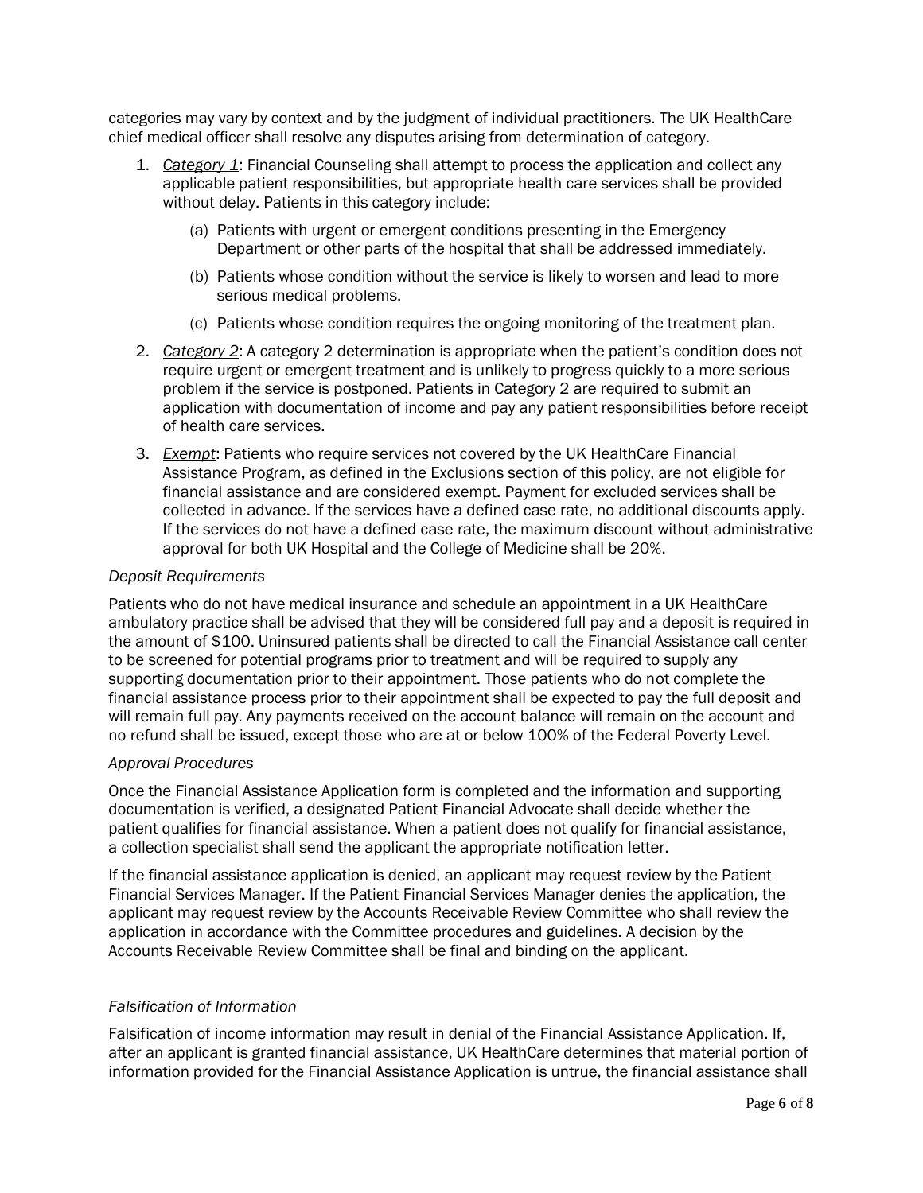categories may vary by context and by the judgment of individual practitioners. The UK HealthCare chief medical officer shall resolve any disputes arising from determination of category.

1. *Category 1*: Financial Counseling shall attempt to process the application and collect any applicable patient responsibilities, but appropriate health care services shall be provided without delay. Patients in this category include:
   (a) Patients with urgent or emergent conditions presenting in the Emergency Department or other parts of the hospital that shall be addressed immediately.
   (b) Patients whose condition without the service is likely to worsen and lead to more serious medical problems.
   (c) Patients whose condition requires the ongoing monitoring of the treatment plan.
2. *Category 2*: A category 2 determination is appropriate when the patient's condition does not require urgent or emergent treatment and is unlikely to progress quickly to a more serious problem if the service is postponed. Patients in Category 2 are required to submit an application with documentation of income and pay any patient responsibilities before receipt of health care services.
3. *Exempt*: Patients who require services not covered by the UK HealthCare Financial Assistance Program, as defined in the Exclusions section of this policy, are not eligible for financial assistance and are considered exempt. Payment for excluded services shall be collected in advance. If the services have a defined case rate, no additional discounts apply. If the services do not have a defined case rate, the maximum discount without administrative approval for both UK Hospital and the College of Medicine shall be 20%.

*Deposit Requirements*

Patients who do not have medical insurance and schedule an appointment in a UK HealthCare ambulatory practice shall be advised that they will be considered full pay and a deposit is required in the amount of $100. Uninsured patients shall be directed to call the Financial Assistance call center to be screened for potential programs prior to treatment and will be required to supply any supporting documentation prior to their appointment. Those patients who do not complete the financial assistance process prior to their appointment shall be expected to pay the full deposit and will remain full pay. Any payments received on the account balance will remain on the account and no refund shall be issued, except those who are at or below 100% of the Federal Poverty Level.

*Approval Procedures*

Once the Financial Assistance Application form is completed and the information and supporting documentation is verified, a designated Patient Financial Advocate shall decide whether the patient qualifies for financial assistance. When a patient does not qualify for financial assistance, a collection specialist shall send the applicant the appropriate notification letter.

If the financial assistance application is denied, an applicant may request review by the Patient Financial Services Manager. If the Patient Financial Services Manager denies the application, the applicant may request review by the Accounts Receivable Review Committee who shall review the application in accordance with the Committee procedures and guidelines. A decision by the Accounts Receivable Review Committee shall be final and binding on the applicant.

*Falsification of Information*

Falsification of income information may result in denial of the Financial Assistance Application. If, after an applicant is granted financial assistance, UK HealthCare determines that material portion of information provided for the Financial Assistance Application is untrue, the financial assistance shall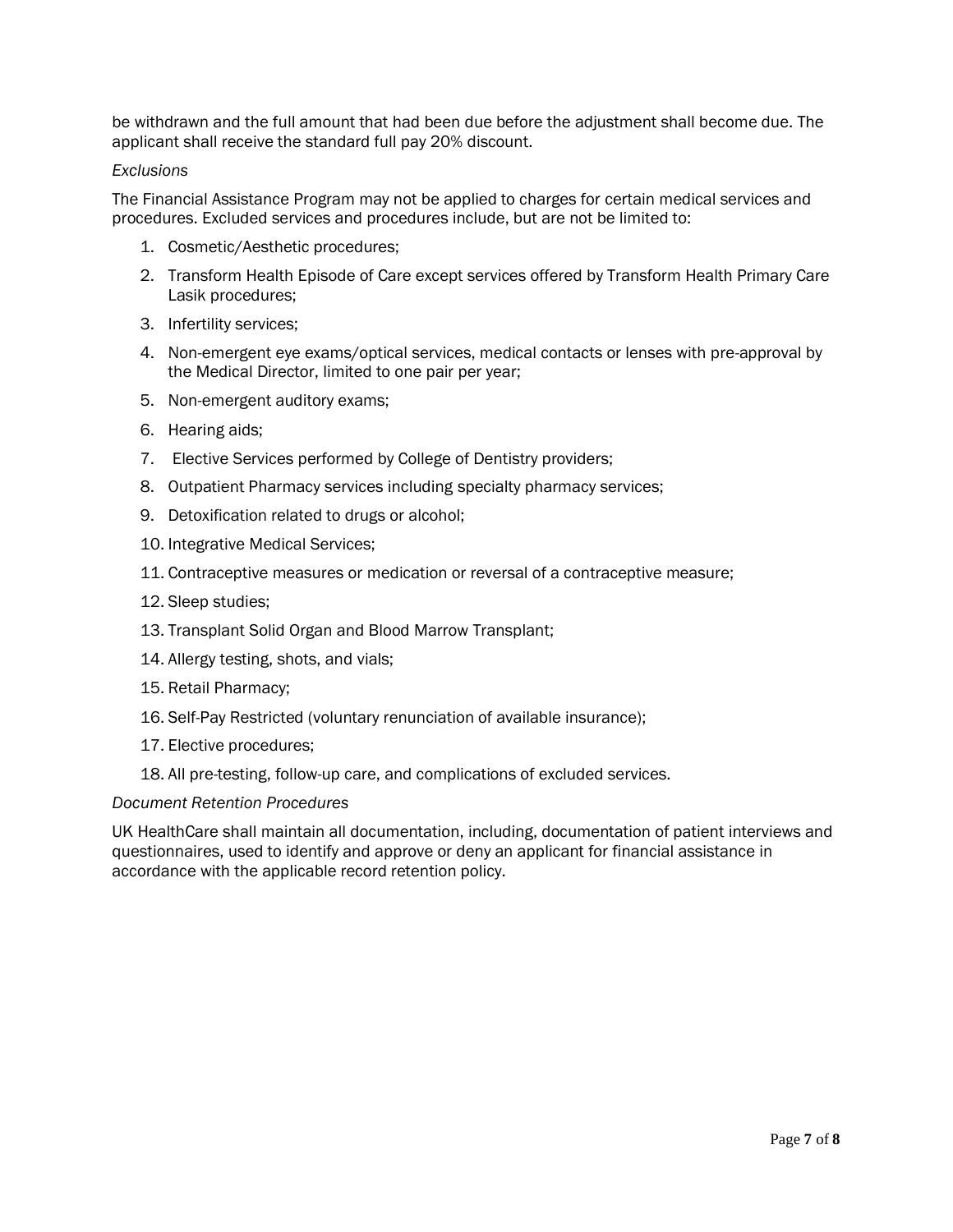be withdrawn and the full amount that had been due before the adjustment shall become due. The applicant shall receive the standard full pay 20% discount.

*Exclusions*

The Financial Assistance Program may not be applied to charges for certain medical services and procedures. Excluded services and procedures include, but are not be limited to:

1. Cosmetic/Aesthetic procedures;
2. Transform Health Episode of Care except services offered by Transform Health Primary Care Lasik procedures;
3. Infertility services;
4. Non-emergent eye exams/optical services, medical contacts or lenses with pre-approval by the Medical Director, limited to one pair per year;
5. Non-emergent auditory exams;
6. Hearing aids;
7. Elective Services performed by College of Dentistry providers;
8. Outpatient Pharmacy services including specialty pharmacy services;
9. Detoxification related to drugs or alcohol;
10. Integrative Medical Services;
11. Contraceptive measures or medication or reversal of a contraceptive measure;
12. Sleep studies;
13. Transplant Solid Organ and Blood Marrow Transplant;
14. Allergy testing, shots, and vials;
15. Retail Pharmacy;
16. Self-Pay Restricted (voluntary renunciation of available insurance);
17. Elective procedures;
18. All pre-testing, follow-up care, and complications of excluded services.

*Document Retention Procedures*

UK HealthCare shall maintain all documentation, including, documentation of patient interviews and questionnaires, used to identify and approve or deny an applicant for financial assistance in accordance with the applicable record retention policy.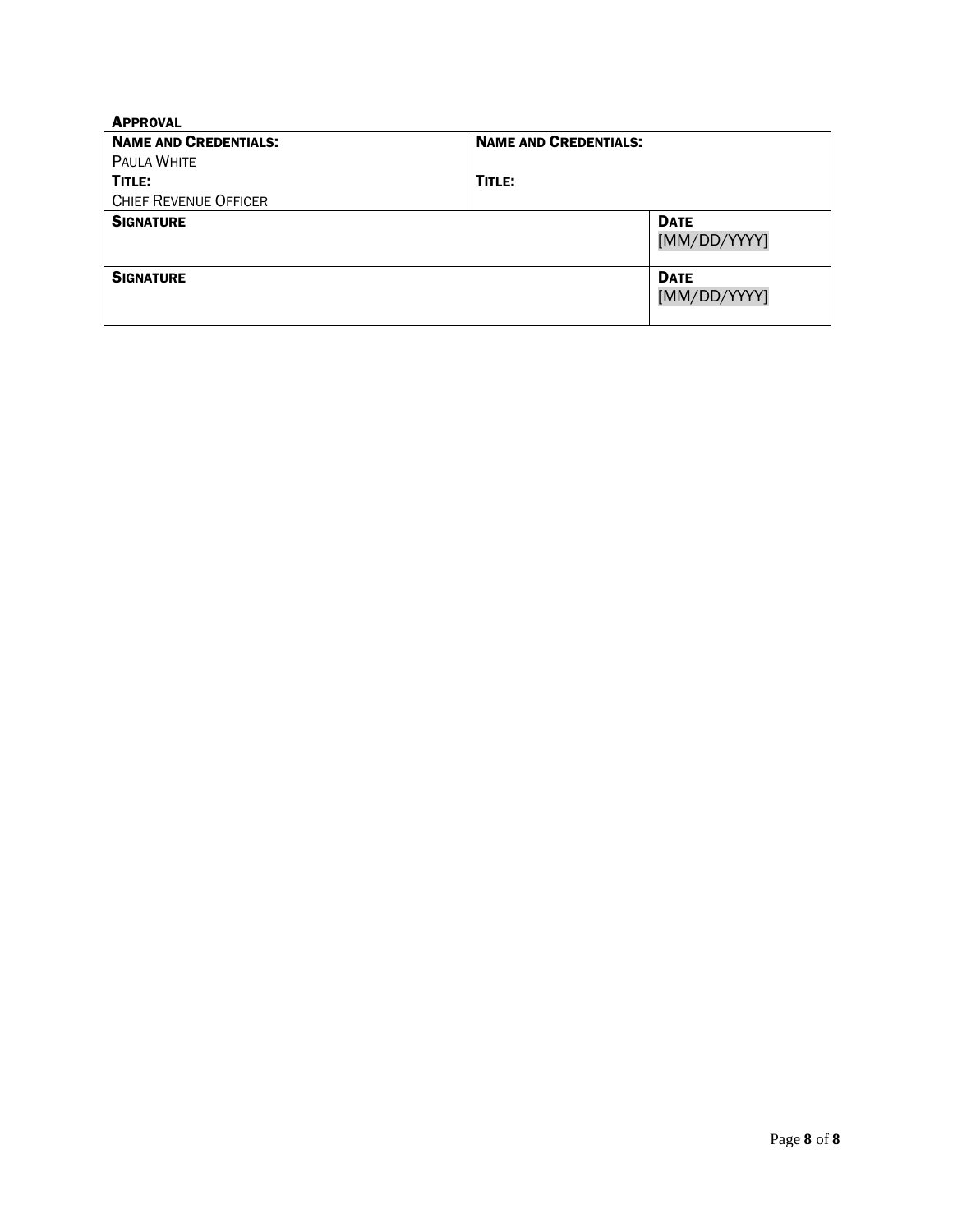**APPROVAL**

| | | |
|---|---|---|
| **NAME AND CREDENTIALS:**<br>PAULA WHITE<br>**TITLE:**<br>CHIEF REVENUE OFFICER | **NAME AND CREDENTIALS:**<br><br>**TITLE:** | |
| **SIGNATURE** | | **DATE**<br>[MM/DD/YYYY] |
| **SIGNATURE** | | **DATE**<br>[MM/DD/YYYY] |